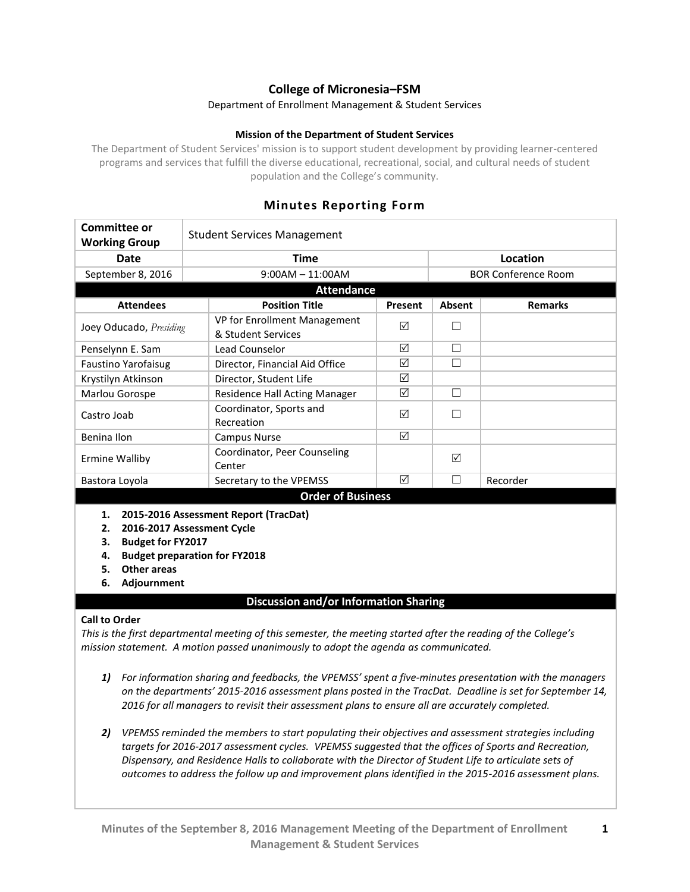# College of Micronesia–FSM

Department of Enrollment Management & Student Services

**Mission of the Department of Student Services**

The Department of Student Services' mission is to support student development by providing learner-centered programs and services that fulfill the diverse educational, recreational, social, and cultural needs of student population and the College's community.

## Minutes Reporting Form

| Committee or Working Group | Student Services Management | |
|---|---|---|
| **Date** | **Time** | **Location** |
| September 8, 2016 | 9:00AM – 11:00AM | BOR Conference Room |

**Attendance**

| Attendees | Position Title | Present | Absent | Remarks |
|---|---|---|---|---|
| Joey Oducado, *Presiding* | VP for Enrollment Management & Student Services | ☑ | ☐ | |
| Penselynn E. Sam | Lead Counselor | ☑ | ☐ | |
| Faustino Yarofaisug | Director, Financial Aid Office | ☑ | ☐ | |
| Krystilyn Atkinson | Director, Student Life | ☑ | | |
| Marlou Gorospe | Residence Hall Acting Manager | ☑ | ☐ | |
| Castro Joab | Coordinator, Sports and Recreation | ☑ | ☐ | |
| Benina Ilon | Campus Nurse | ☑ | | |
| Ermine Walliby | Coordinator, Peer Counseling Center | | ☑ | |
| Bastora Loyola | Secretary to the VPEMSS | ☑ | ☐ | Recorder |

**Order of Business**

1. **2015-2016 Assessment Report (TracDat)**
2. **2016-2017 Assessment Cycle**
3. **Budget for FY2017**
4. **Budget preparation for FY2018**
5. **Other areas**
6. **Adjournment**

**Discussion and/or Information Sharing**

**Call to Order**

*This is the first departmental meeting of this semester, the meeting started after the reading of the College's mission statement. A motion passed unanimously to adopt the agenda as communicated.*

***1)*** *For information sharing and feedbacks, the VPEMSS' spent a five-minutes presentation with the managers on the departments' 2015-2016 assessment plans posted in the TracDat. Deadline is set for September 14, 2016 for all managers to revisit their assessment plans to ensure all are accurately completed.*

***2)*** *VPEMSS reminded the members to start populating their objectives and assessment strategies including targets for 2016-2017 assessment cycles. VPEMSS suggested that the offices of Sports and Recreation, Dispensary, and Residence Halls to collaborate with the Director of Student Life to articulate sets of outcomes to address the follow up and improvement plans identified in the 2015-2016 assessment plans.*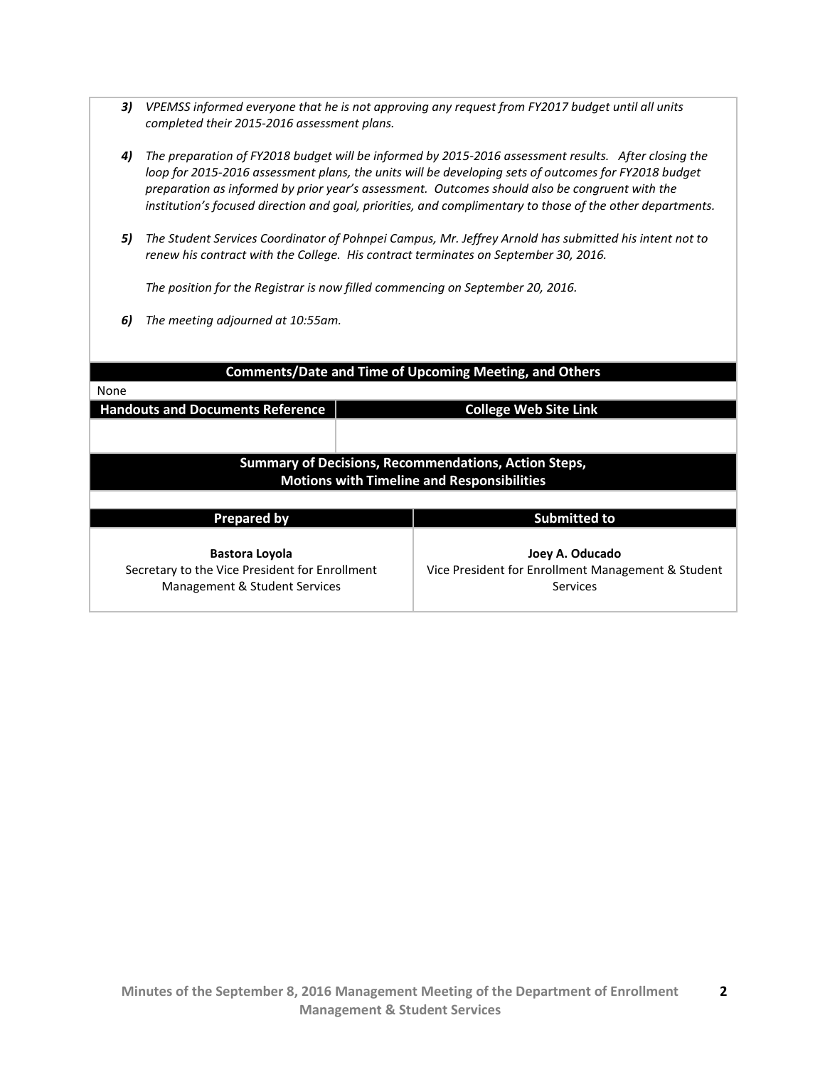***3)*** *VPEMSS informed everyone that he is not approving any request from FY2017 budget until all units completed their 2015-2016 assessment plans.*

***4)*** *The preparation of FY2018 budget will be informed by 2015-2016 assessment results. After closing the loop for 2015-2016 assessment plans, the units will be developing sets of outcomes for FY2018 budget preparation as informed by prior year's assessment. Outcomes should also be congruent with the institution's focused direction and goal, priorities, and complimentary to those of the other departments.*

***5)*** *The Student Services Coordinator of Pohnpei Campus, Mr. Jeffrey Arnold has submitted his intent not to renew his contract with the College. His contract terminates on September 30, 2016.*

*The position for the Registrar is now filled commencing on September 20, 2016.*

***6)*** *The meeting adjourned at 10:55am.*

**Comments/Date and Time of Upcoming Meeting, and Others**

None

| **Handouts and Documents Reference** | **College Web Site Link** |
| --- | --- |
| | |

**Summary of Decisions, Recommendations, Action Steps, Motions with Timeline and Responsibilities**

| **Prepared by** | **Submitted to** |
| --- | --- |
| **Bastora Loyola**<br>Secretary to the Vice President for Enrollment Management & Student Services | **Joey A. Oducado**<br>Vice President for Enrollment Management & Student Services |